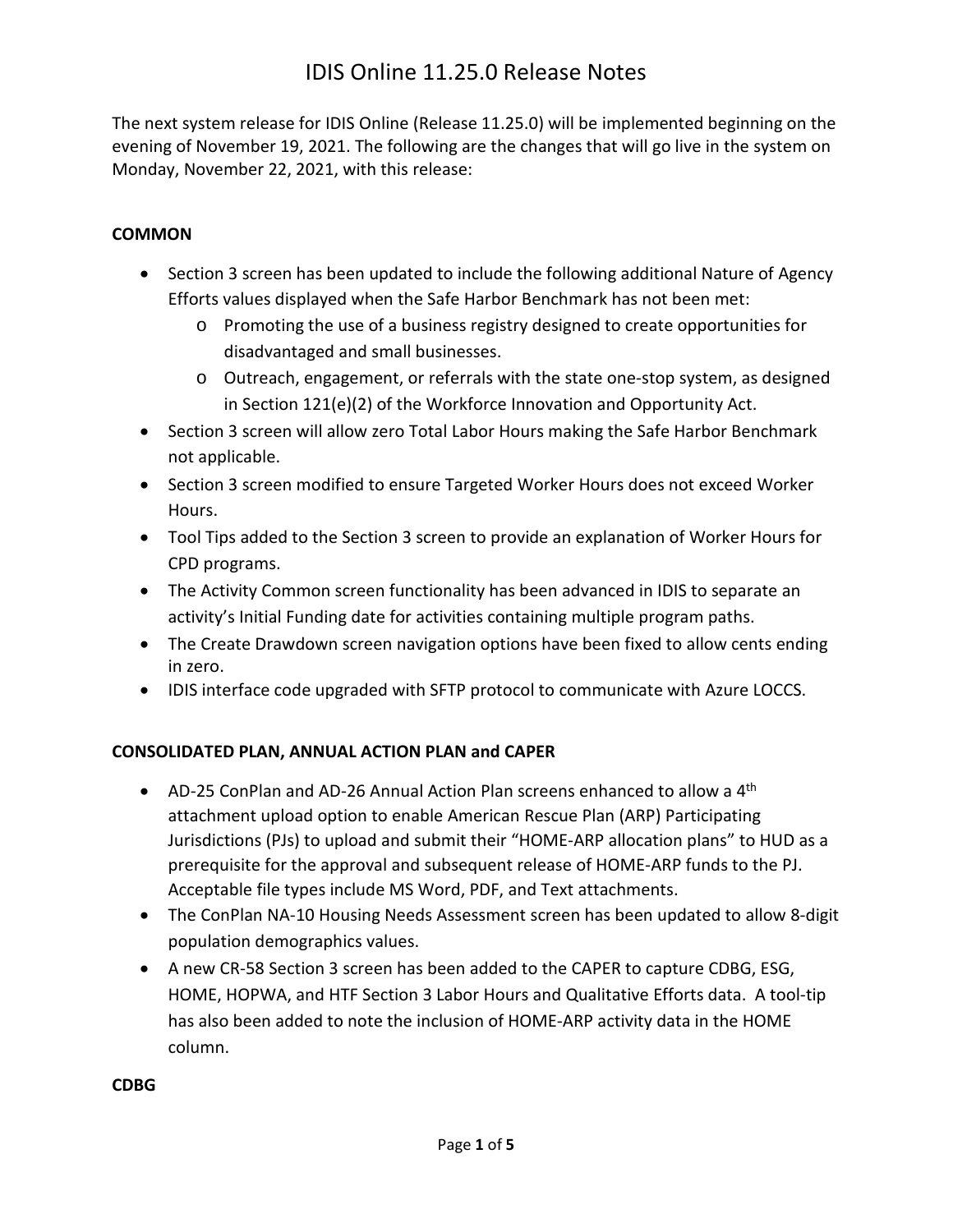# IDIS Online 11.25.0 Release Notes

The next system release for IDIS Online (Release 11.25.0) will be implemented beginning on the evening of November 19, 2021. The following are the changes that will go live in the system on Monday, November 22, 2021, with this release:

**COMMON**

- Section 3 screen has been updated to include the following additional Nature of Agency Efforts values displayed when the Safe Harbor Benchmark has not been met:
  - Promoting the use of a business registry designed to create opportunities for disadvantaged and small businesses.
  - Outreach, engagement, or referrals with the state one-stop system, as designed in Section 121(e)(2) of the Workforce Innovation and Opportunity Act.
- Section 3 screen will allow zero Total Labor Hours making the Safe Harbor Benchmark not applicable.
- Section 3 screen modified to ensure Targeted Worker Hours does not exceed Worker Hours.
- Tool Tips added to the Section 3 screen to provide an explanation of Worker Hours for CPD programs.
- The Activity Common screen functionality has been advanced in IDIS to separate an activity's Initial Funding date for activities containing multiple program paths.
- The Create Drawdown screen navigation options have been fixed to allow cents ending in zero.
- IDIS interface code upgraded with SFTP protocol to communicate with Azure LOCCS.

**CONSOLIDATED PLAN, ANNUAL ACTION PLAN and CAPER**

- AD-25 ConPlan and AD-26 Annual Action Plan screens enhanced to allow a 4th attachment upload option to enable American Rescue Plan (ARP) Participating Jurisdictions (PJs) to upload and submit their "HOME-ARP allocation plans" to HUD as a prerequisite for the approval and subsequent release of HOME-ARP funds to the PJ. Acceptable file types include MS Word, PDF, and Text attachments.
- The ConPlan NA-10 Housing Needs Assessment screen has been updated to allow 8-digit population demographics values.
- A new CR-58 Section 3 screen has been added to the CAPER to capture CDBG, ESG, HOME, HOPWA, and HTF Section 3 Labor Hours and Qualitative Efforts data. A tool-tip has also been added to note the inclusion of HOME-ARP activity data in the HOME column.

**CDBG**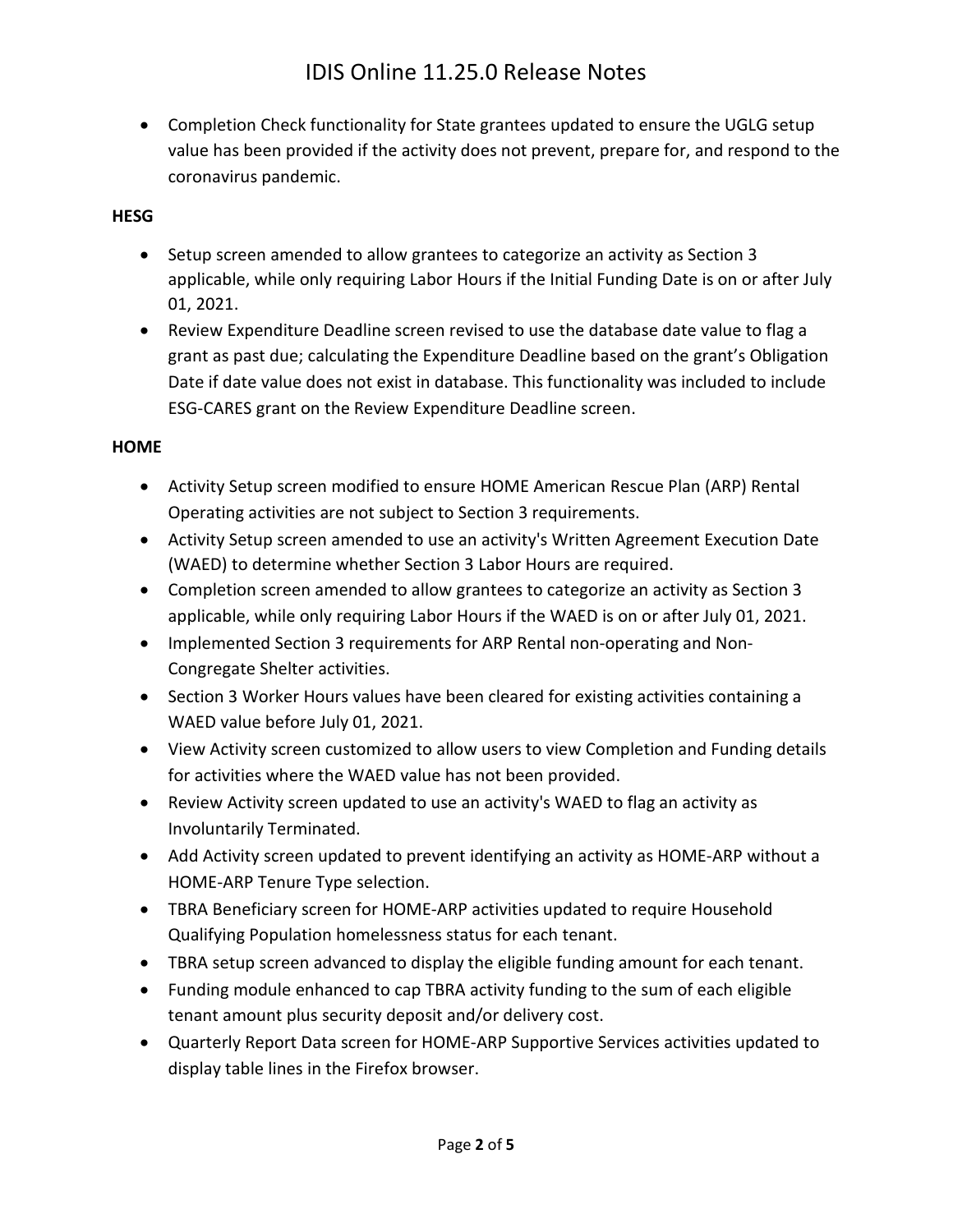- Completion Check functionality for State grantees updated to ensure the UGLG setup value has been provided if the activity does not prevent, prepare for, and respond to the coronavirus pandemic.

**HESG**

- Setup screen amended to allow grantees to categorize an activity as Section 3 applicable, while only requiring Labor Hours if the Initial Funding Date is on or after July 01, 2021.
- Review Expenditure Deadline screen revised to use the database date value to flag a grant as past due; calculating the Expenditure Deadline based on the grant's Obligation Date if date value does not exist in database. This functionality was included to include ESG-CARES grant on the Review Expenditure Deadline screen.

**HOME**

- Activity Setup screen modified to ensure HOME American Rescue Plan (ARP) Rental Operating activities are not subject to Section 3 requirements.
- Activity Setup screen amended to use an activity's Written Agreement Execution Date (WAED) to determine whether Section 3 Labor Hours are required.
- Completion screen amended to allow grantees to categorize an activity as Section 3 applicable, while only requiring Labor Hours if the WAED is on or after July 01, 2021.
- Implemented Section 3 requirements for ARP Rental non-operating and Non-Congregate Shelter activities.
- Section 3 Worker Hours values have been cleared for existing activities containing a WAED value before July 01, 2021.
- View Activity screen customized to allow users to view Completion and Funding details for activities where the WAED value has not been provided.
- Review Activity screen updated to use an activity's WAED to flag an activity as Involuntarily Terminated.
- Add Activity screen updated to prevent identifying an activity as HOME-ARP without a HOME-ARP Tenure Type selection.
- TBRA Beneficiary screen for HOME-ARP activities updated to require Household Qualifying Population homelessness status for each tenant.
- TBRA setup screen advanced to display the eligible funding amount for each tenant.
- Funding module enhanced to cap TBRA activity funding to the sum of each eligible tenant amount plus security deposit and/or delivery cost.
- Quarterly Report Data screen for HOME-ARP Supportive Services activities updated to display table lines in the Firefox browser.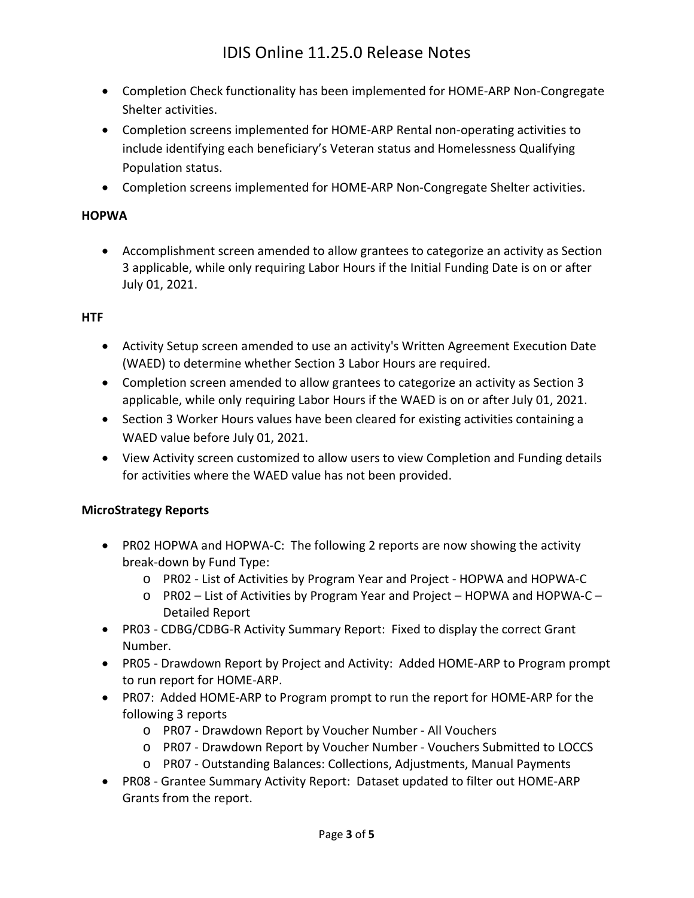- Completion Check functionality has been implemented for HOME-ARP Non-Congregate Shelter activities.
- Completion screens implemented for HOME-ARP Rental non-operating activities to include identifying each beneficiary's Veteran status and Homelessness Qualifying Population status.
- Completion screens implemented for HOME-ARP Non-Congregate Shelter activities.

**HOPWA**

- Accomplishment screen amended to allow grantees to categorize an activity as Section 3 applicable, while only requiring Labor Hours if the Initial Funding Date is on or after July 01, 2021.

**HTF**

- Activity Setup screen amended to use an activity's Written Agreement Execution Date (WAED) to determine whether Section 3 Labor Hours are required.
- Completion screen amended to allow grantees to categorize an activity as Section 3 applicable, while only requiring Labor Hours if the WAED is on or after July 01, 2021.
- Section 3 Worker Hours values have been cleared for existing activities containing a WAED value before July 01, 2021.
- View Activity screen customized to allow users to view Completion and Funding details for activities where the WAED value has not been provided.

**MicroStrategy Reports**

- PR02 HOPWA and HOPWA-C: The following 2 reports are now showing the activity break-down by Fund Type:
  - PR02 - List of Activities by Program Year and Project - HOPWA and HOPWA-C
  - PR02 – List of Activities by Program Year and Project – HOPWA and HOPWA-C – Detailed Report
- PR03 - CDBG/CDBG-R Activity Summary Report: Fixed to display the correct Grant Number.
- PR05 - Drawdown Report by Project and Activity: Added HOME-ARP to Program prompt to run report for HOME-ARP.
- PR07: Added HOME-ARP to Program prompt to run the report for HOME-ARP for the following 3 reports
  - PR07 - Drawdown Report by Voucher Number - All Vouchers
  - PR07 - Drawdown Report by Voucher Number - Vouchers Submitted to LOCCS
  - PR07 - Outstanding Balances: Collections, Adjustments, Manual Payments
- PR08 - Grantee Summary Activity Report: Dataset updated to filter out HOME-ARP Grants from the report.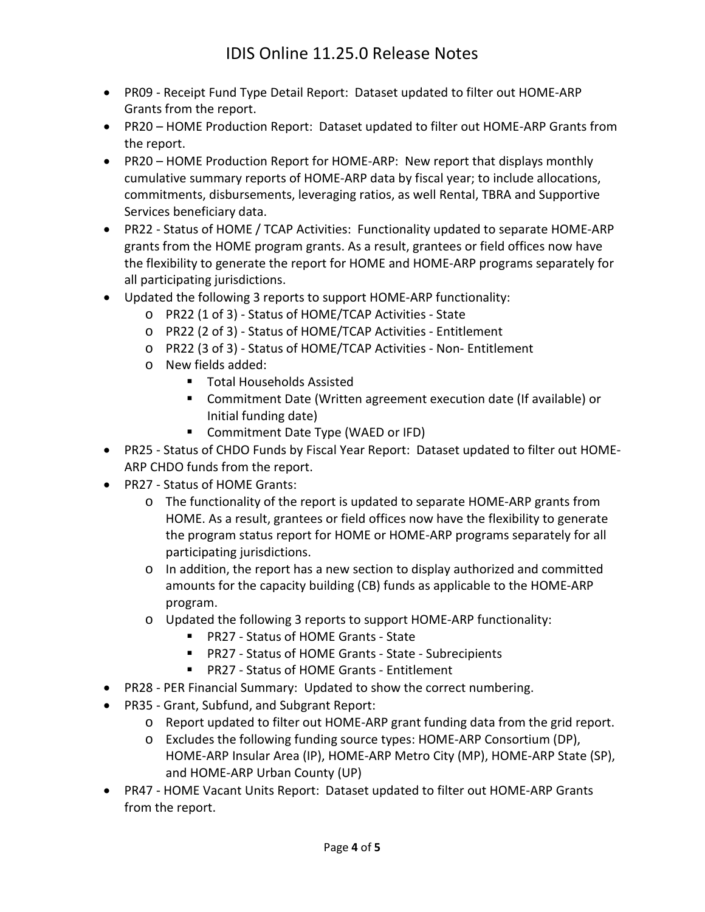- PR09 - Receipt Fund Type Detail Report: Dataset updated to filter out HOME-ARP Grants from the report.
- PR20 – HOME Production Report: Dataset updated to filter out HOME-ARP Grants from the report.
- PR20 – HOME Production Report for HOME-ARP: New report that displays monthly cumulative summary reports of HOME-ARP data by fiscal year; to include allocations, commitments, disbursements, leveraging ratios, as well Rental, TBRA and Supportive Services beneficiary data.
- PR22 - Status of HOME / TCAP Activities: Functionality updated to separate HOME-ARP grants from the HOME program grants. As a result, grantees or field offices now have the flexibility to generate the report for HOME and HOME-ARP programs separately for all participating jurisdictions.
- Updated the following 3 reports to support HOME-ARP functionality:
  - PR22 (1 of 3) - Status of HOME/TCAP Activities - State
  - PR22 (2 of 3) - Status of HOME/TCAP Activities - Entitlement
  - PR22 (3 of 3) - Status of HOME/TCAP Activities - Non- Entitlement
  - New fields added:
    - Total Households Assisted
    - Commitment Date (Written agreement execution date (If available) or Initial funding date)
    - Commitment Date Type (WAED or IFD)
- PR25 - Status of CHDO Funds by Fiscal Year Report: Dataset updated to filter out HOME-ARP CHDO funds from the report.
- PR27 - Status of HOME Grants:
  - The functionality of the report is updated to separate HOME-ARP grants from HOME. As a result, grantees or field offices now have the flexibility to generate the program status report for HOME or HOME-ARP programs separately for all participating jurisdictions.
  - In addition, the report has a new section to display authorized and committed amounts for the capacity building (CB) funds as applicable to the HOME-ARP program.
  - Updated the following 3 reports to support HOME-ARP functionality:
    - PR27 - Status of HOME Grants - State
    - PR27 - Status of HOME Grants - State - Subrecipients
    - PR27 - Status of HOME Grants - Entitlement
- PR28 - PER Financial Summary: Updated to show the correct numbering.
- PR35 - Grant, Subfund, and Subgrant Report:
  - Report updated to filter out HOME-ARP grant funding data from the grid report.
  - Excludes the following funding source types: HOME-ARP Consortium (DP), HOME-ARP Insular Area (IP), HOME-ARP Metro City (MP), HOME-ARP State (SP), and HOME-ARP Urban County (UP)
- PR47 - HOME Vacant Units Report: Dataset updated to filter out HOME-ARP Grants from the report.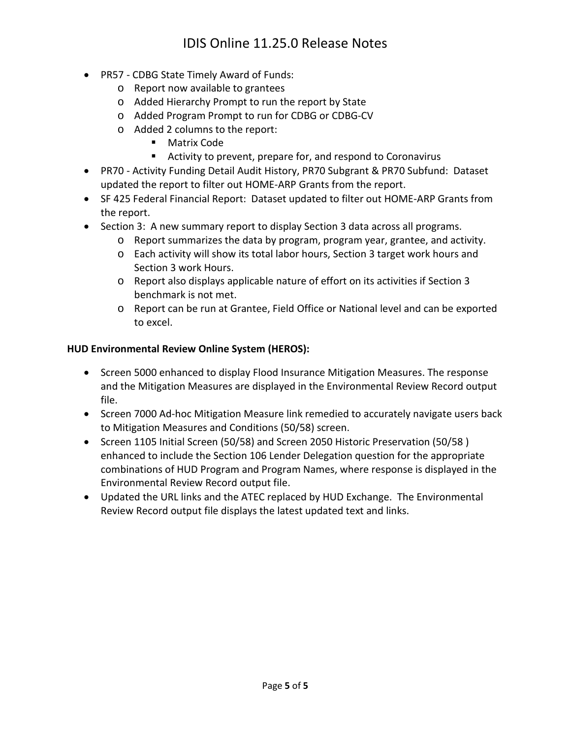- PR57 - CDBG State Timely Award of Funds:
  - Report now available to grantees
  - Added Hierarchy Prompt to run the report by State
  - Added Program Prompt to run for CDBG or CDBG-CV
  - Added 2 columns to the report:
    - Matrix Code
    - Activity to prevent, prepare for, and respond to Coronavirus
- PR70 - Activity Funding Detail Audit History, PR70 Subgrant & PR70 Subfund: Dataset updated the report to filter out HOME-ARP Grants from the report.
- SF 425 Federal Financial Report: Dataset updated to filter out HOME-ARP Grants from the report.
- Section 3: A new summary report to display Section 3 data across all programs.
  - Report summarizes the data by program, program year, grantee, and activity.
  - Each activity will show its total labor hours, Section 3 target work hours and Section 3 work Hours.
  - Report also displays applicable nature of effort on its activities if Section 3 benchmark is not met.
  - Report can be run at Grantee, Field Office or National level and can be exported to excel.

**HUD Environmental Review Online System (HEROS):**

- Screen 5000 enhanced to display Flood Insurance Mitigation Measures. The response and the Mitigation Measures are displayed in the Environmental Review Record output file.
- Screen 7000 Ad-hoc Mitigation Measure link remedied to accurately navigate users back to Mitigation Measures and Conditions (50/58) screen.
- Screen 1105 Initial Screen (50/58) and Screen 2050 Historic Preservation (50/58 ) enhanced to include the Section 106 Lender Delegation question for the appropriate combinations of HUD Program and Program Names, where response is displayed in the Environmental Review Record output file.
- Updated the URL links and the ATEC replaced by HUD Exchange. The Environmental Review Record output file displays the latest updated text and links.